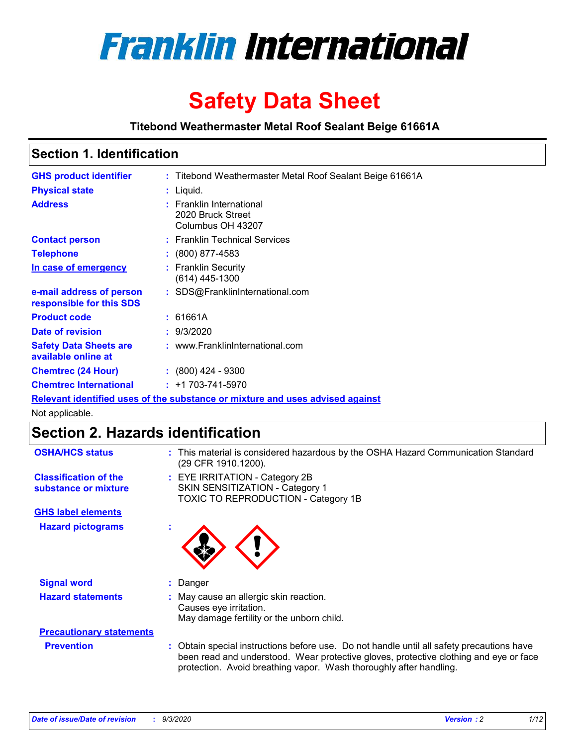# Franklin International

# Safety Data Sheet

**Titebond Weathermaster Metal Roof Sealant Beige 61661A**

## Section 1. Identification

| | | |
|---|---|---|
| **GHS product identifier** | : | Titebond Weathermaster Metal Roof Sealant Beige 61661A |
| **Physical state** | : | Liquid. |
| **Address** | : | Franklin International<br>2020 Bruck Street<br>Columbus OH 43207 |
| **Contact person** | : | Franklin Technical Services |
| **Telephone** | : | (800) 877-4583 |
| **In case of emergency** | : | Franklin Security<br>(614) 445-1300 |
| **e-mail address of person responsible for this SDS** | : | SDS@FranklinInternational.com |
| **Product code** | : | 61661A |
| **Date of revision** | : | 9/3/2020 |
| **Safety Data Sheets are available online at** | : | www.FranklinInternational.com |
| **Chemtrec (24 Hour)** | : | (800) 424 - 9300 |
| **Chemtrec International** | : | +1 703-741-5970 |

**Relevant identified uses of the substance or mixture and uses advised against**

Not applicable.

## Section 2. Hazards identification

| | | |
|---|---|---|
| **OSHA/HCS status** | : | This material is considered hazardous by the OSHA Hazard Communication Standard (29 CFR 1910.1200). |
| **Classification of the substance or mixture** | : | EYE IRRITATION - Category 2B<br>SKIN SENSITIZATION - Category 1<br>TOXIC TO REPRODUCTION - Category 1B |

**GHS label elements**

| | | |
|---|---|---|
| **Hazard pictograms** | : | |
| **Signal word** | : | Danger |
| **Hazard statements** | : | May cause an allergic skin reaction.<br>Causes eye irritation.<br>May damage fertility or the unborn child. |

**Precautionary statements**

| | | |
|---|---|---|
| **Prevention** | : | Obtain special instructions before use. Do not handle until all safety precautions have been read and understood. Wear protective gloves, protective clothing and eye or face protection. Avoid breathing vapor. Wash thoroughly after handling. |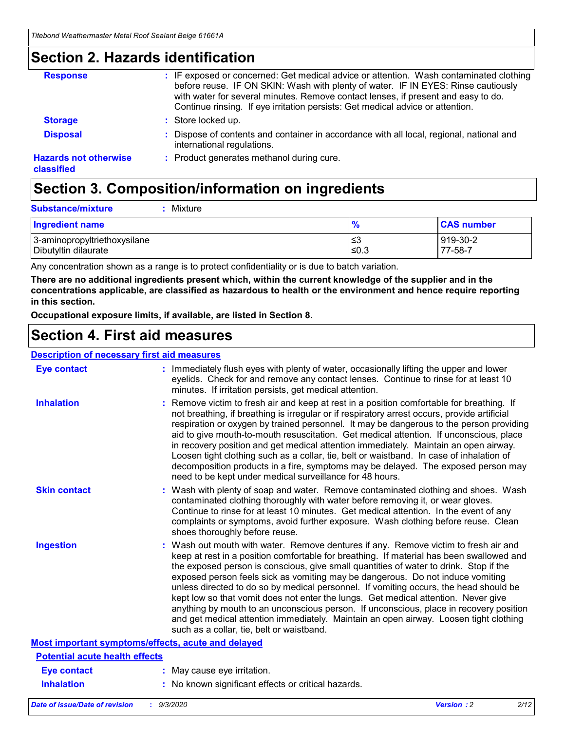## Section 2. Hazards identification

**Response** : IF exposed or concerned: Get medical advice or attention. Wash contaminated clothing before reuse. IF ON SKIN: Wash with plenty of water. IF IN EYES: Rinse cautiously with water for several minutes. Remove contact lenses, if present and easy to do. Continue rinsing. If eye irritation persists: Get medical advice or attention.

**Storage** : Store locked up.

**Disposal** : Dispose of contents and container in accordance with all local, regional, national and international regulations.

**Hazards not otherwise classified** : Product generates methanol during cure.

## Section 3. Composition/information on ingredients

**Substance/mixture** : Mixture

| Ingredient name | % | CAS number |
|---|---|---|
| 3-aminopropyltriethoxysilane | ≤3 | 919-30-2 |
| Dibutyltin dilaurate | ≤0.3 | 77-58-7 |

Any concentration shown as a range is to protect confidentiality or is due to batch variation.

**There are no additional ingredients present which, within the current knowledge of the supplier and in the concentrations applicable, are classified as hazardous to health or the environment and hence require reporting in this section.**

**Occupational exposure limits, if available, are listed in Section 8.**

## Section 4. First aid measures

**Description of necessary first aid measures**

**Eye contact** : Immediately flush eyes with plenty of water, occasionally lifting the upper and lower eyelids. Check for and remove any contact lenses. Continue to rinse for at least 10 minutes. If irritation persists, get medical attention.

**Inhalation** : Remove victim to fresh air and keep at rest in a position comfortable for breathing. If not breathing, if breathing is irregular or if respiratory arrest occurs, provide artificial respiration or oxygen by trained personnel. It may be dangerous to the person providing aid to give mouth-to-mouth resuscitation. Get medical attention. If unconscious, place in recovery position and get medical attention immediately. Maintain an open airway. Loosen tight clothing such as a collar, tie, belt or waistband. In case of inhalation of decomposition products in a fire, symptoms may be delayed. The exposed person may need to be kept under medical surveillance for 48 hours.

**Skin contact** : Wash with plenty of soap and water. Remove contaminated clothing and shoes. Wash contaminated clothing thoroughly with water before removing it, or wear gloves. Continue to rinse for at least 10 minutes. Get medical attention. In the event of any complaints or symptoms, avoid further exposure. Wash clothing before reuse. Clean shoes thoroughly before reuse.

**Ingestion** : Wash out mouth with water. Remove dentures if any. Remove victim to fresh air and keep at rest in a position comfortable for breathing. If material has been swallowed and the exposed person is conscious, give small quantities of water to drink. Stop if the exposed person feels sick as vomiting may be dangerous. Do not induce vomiting unless directed to do so by medical personnel. If vomiting occurs, the head should be kept low so that vomit does not enter the lungs. Get medical attention. Never give anything by mouth to an unconscious person. If unconscious, place in recovery position and get medical attention immediately. Maintain an open airway. Loosen tight clothing such as a collar, tie, belt or waistband.

**Most important symptoms/effects, acute and delayed**

**Potential acute health effects**

**Eye contact** : May cause eye irritation.

**Inhalation** : No known significant effects or critical hazards.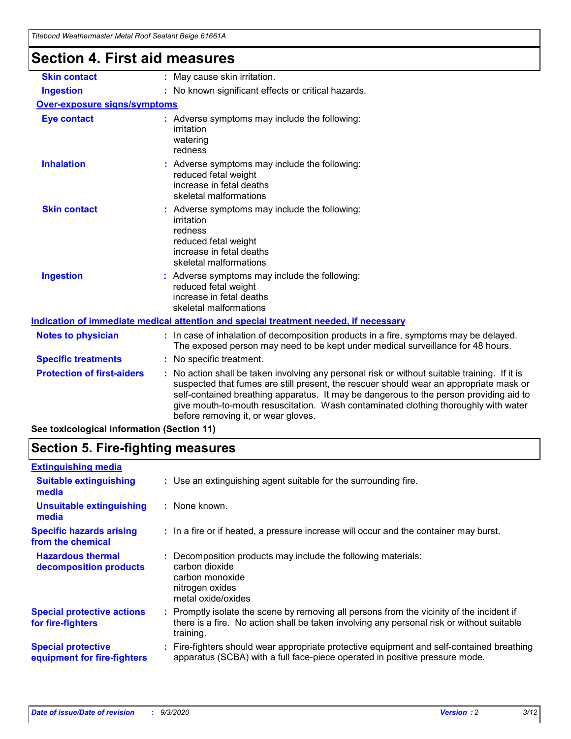## Section 4. First aid measures

| | |
|---|---|
| **Skin contact** | : May cause skin irritation. |
| **Ingestion** | : No known significant effects or critical hazards. |

**Over-exposure signs/symptoms**

| | |
|---|---|
| **Eye contact** | : Adverse symptoms may include the following:<br>irritation<br>watering<br>redness |
| **Inhalation** | : Adverse symptoms may include the following:<br>reduced fetal weight<br>increase in fetal deaths<br>skeletal malformations |
| **Skin contact** | : Adverse symptoms may include the following:<br>irritation<br>redness<br>reduced fetal weight<br>increase in fetal deaths<br>skeletal malformations |
| **Ingestion** | : Adverse symptoms may include the following:<br>reduced fetal weight<br>increase in fetal deaths<br>skeletal malformations |

**Indication of immediate medical attention and special treatment needed, if necessary**

| | |
|---|---|
| **Notes to physician** | : In case of inhalation of decomposition products in a fire, symptoms may be delayed. The exposed person may need to be kept under medical surveillance for 48 hours. |
| **Specific treatments** | : No specific treatment. |
| **Protection of first-aiders** | : No action shall be taken involving any personal risk or without suitable training. If it is suspected that fumes are still present, the rescuer should wear an appropriate mask or self-contained breathing apparatus. It may be dangerous to the person providing aid to give mouth-to-mouth resuscitation. Wash contaminated clothing thoroughly with water before removing it, or wear gloves. |

**See toxicological information (Section 11)**

## Section 5. Fire-fighting measures

**Extinguishing media**

| | |
|---|---|
| **Suitable extinguishing media** | : Use an extinguishing agent suitable for the surrounding fire. |
| **Unsuitable extinguishing media** | : None known. |
| **Specific hazards arising from the chemical** | : In a fire or if heated, a pressure increase will occur and the container may burst. |
| **Hazardous thermal decomposition products** | : Decomposition products may include the following materials:<br>carbon dioxide<br>carbon monoxide<br>nitrogen oxides<br>metal oxide/oxides |
| **Special protective actions for fire-fighters** | : Promptly isolate the scene by removing all persons from the vicinity of the incident if there is a fire. No action shall be taken involving any personal risk or without suitable training. |
| **Special protective equipment for fire-fighters** | : Fire-fighters should wear appropriate protective equipment and self-contained breathing apparatus (SCBA) with a full face-piece operated in positive pressure mode. |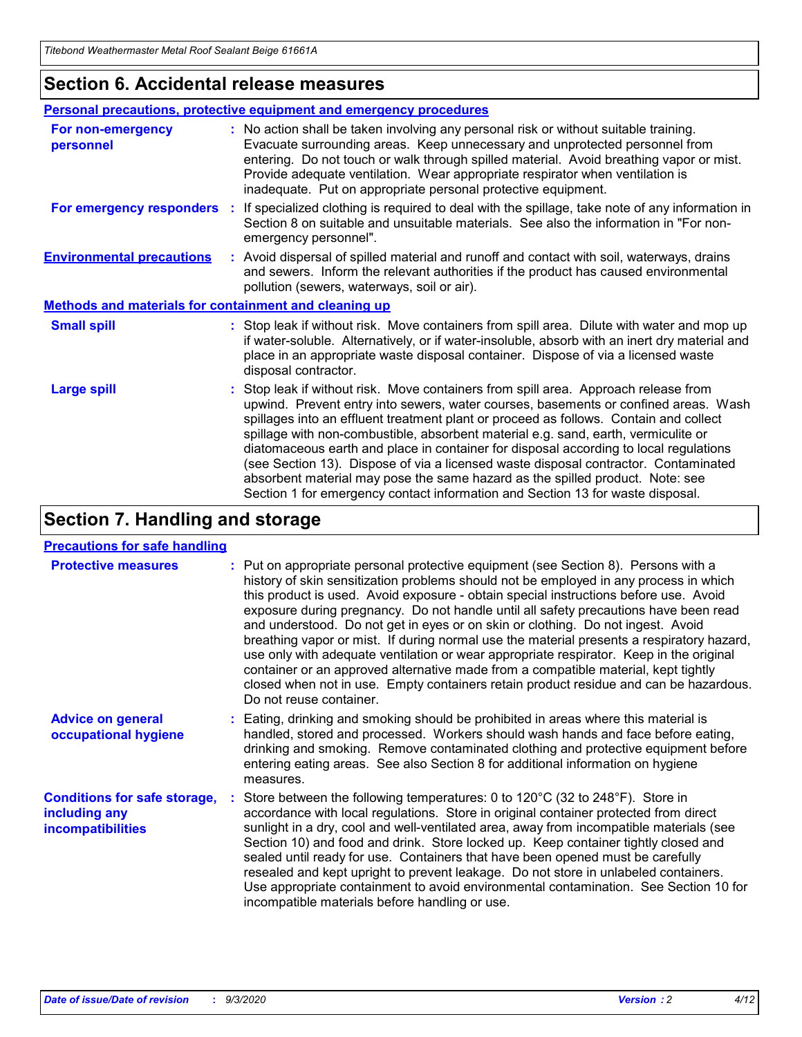## Section 6. Accidental release measures

### Personal precautions, protective equipment and emergency procedures

**For non-emergency personnel** : No action shall be taken involving any personal risk or without suitable training. Evacuate surrounding areas. Keep unnecessary and unprotected personnel from entering. Do not touch or walk through spilled material. Avoid breathing vapor or mist. Provide adequate ventilation. Wear appropriate respirator when ventilation is inadequate. Put on appropriate personal protective equipment.

**For emergency responders** : If specialized clothing is required to deal with the spillage, take note of any information in Section 8 on suitable and unsuitable materials. See also the information in "For non-emergency personnel".

**Environmental precautions** : Avoid dispersal of spilled material and runoff and contact with soil, waterways, drains and sewers. Inform the relevant authorities if the product has caused environmental pollution (sewers, waterways, soil or air).

### Methods and materials for containment and cleaning up

**Small spill** : Stop leak if without risk. Move containers from spill area. Dilute with water and mop up if water-soluble. Alternatively, or if water-insoluble, absorb with an inert dry material and place in an appropriate waste disposal container. Dispose of via a licensed waste disposal contractor.

**Large spill** : Stop leak if without risk. Move containers from spill area. Approach release from upwind. Prevent entry into sewers, water courses, basements or confined areas. Wash spillages into an effluent treatment plant or proceed as follows. Contain and collect spillage with non-combustible, absorbent material e.g. sand, earth, vermiculite or diatomaceous earth and place in container for disposal according to local regulations (see Section 13). Dispose of via a licensed waste disposal contractor. Contaminated absorbent material may pose the same hazard as the spilled product. Note: see Section 1 for emergency contact information and Section 13 for waste disposal.

## Section 7. Handling and storage

### Precautions for safe handling

**Protective measures** : Put on appropriate personal protective equipment (see Section 8). Persons with a history of skin sensitization problems should not be employed in any process in which this product is used. Avoid exposure - obtain special instructions before use. Avoid exposure during pregnancy. Do not handle until all safety precautions have been read and understood. Do not get in eyes or on skin or clothing. Do not ingest. Avoid breathing vapor or mist. If during normal use the material presents a respiratory hazard, use only with adequate ventilation or wear appropriate respirator. Keep in the original container or an approved alternative made from a compatible material, kept tightly closed when not in use. Empty containers retain product residue and can be hazardous. Do not reuse container.

**Advice on general occupational hygiene** : Eating, drinking and smoking should be prohibited in areas where this material is handled, stored and processed. Workers should wash hands and face before eating, drinking and smoking. Remove contaminated clothing and protective equipment before entering eating areas. See also Section 8 for additional information on hygiene measures.

**Conditions for safe storage, including any incompatibilities** : Store between the following temperatures: 0 to 120°C (32 to 248°F). Store in accordance with local regulations. Store in original container protected from direct sunlight in a dry, cool and well-ventilated area, away from incompatible materials (see Section 10) and food and drink. Store locked up. Keep container tightly closed and sealed until ready for use. Containers that have been opened must be carefully resealed and kept upright to prevent leakage. Do not store in unlabeled containers. Use appropriate containment to avoid environmental contamination. See Section 10 for incompatible materials before handling or use.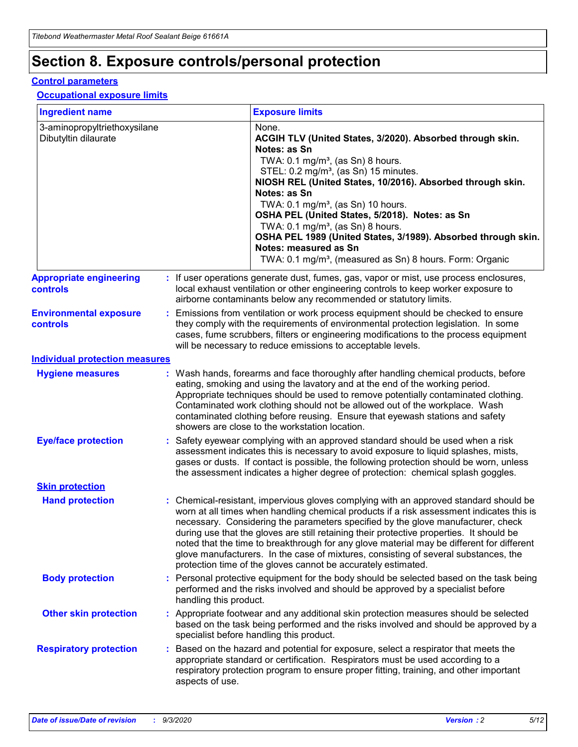# Section 8. Exposure controls/personal protection

## Control parameters

### Occupational exposure limits

| Ingredient name | Exposure limits |
|---|---|
| 3-aminopropyltriethoxysilane | None. |
| Dibutyltin dilaurate | **ACGIH TLV (United States, 3/2020). Absorbed through skin. Notes: as Sn**<br>TWA: 0.1 mg/m³, (as Sn) 8 hours.<br>STEL: 0.2 mg/m³, (as Sn) 15 minutes.<br>**NIOSH REL (United States, 10/2016). Absorbed through skin. Notes: as Sn**<br>TWA: 0.1 mg/m³, (as Sn) 10 hours.<br>**OSHA PEL (United States, 5/2018). Notes: as Sn**<br>TWA: 0.1 mg/m³, (as Sn) 8 hours.<br>**OSHA PEL 1989 (United States, 3/1989). Absorbed through skin. Notes: measured as Sn**<br>TWA: 0.1 mg/m³, (measured as Sn) 8 hours. Form: Organic |

**Appropriate engineering controls** : If user operations generate dust, fumes, gas, vapor or mist, use process enclosures, local exhaust ventilation or other engineering controls to keep worker exposure to airborne contaminants below any recommended or statutory limits.

**Environmental exposure controls** : Emissions from ventilation or work process equipment should be checked to ensure they comply with the requirements of environmental protection legislation. In some cases, fume scrubbers, filters or engineering modifications to the process equipment will be necessary to reduce emissions to acceptable levels.

## Individual protection measures

**Hygiene measures** : Wash hands, forearms and face thoroughly after handling chemical products, before eating, smoking and using the lavatory and at the end of the working period. Appropriate techniques should be used to remove potentially contaminated clothing. Contaminated work clothing should not be allowed out of the workplace. Wash contaminated clothing before reusing. Ensure that eyewash stations and safety showers are close to the workstation location.

**Eye/face protection** : Safety eyewear complying with an approved standard should be used when a risk assessment indicates this is necessary to avoid exposure to liquid splashes, mists, gases or dusts. If contact is possible, the following protection should be worn, unless the assessment indicates a higher degree of protection: chemical splash goggles.

### Skin protection

**Hand protection** : Chemical-resistant, impervious gloves complying with an approved standard should be worn at all times when handling chemical products if a risk assessment indicates this is necessary. Considering the parameters specified by the glove manufacturer, check during use that the gloves are still retaining their protective properties. It should be noted that the time to breakthrough for any glove material may be different for different glove manufacturers. In the case of mixtures, consisting of several substances, the protection time of the gloves cannot be accurately estimated.

**Body protection** : Personal protective equipment for the body should be selected based on the task being performed and the risks involved and should be approved by a specialist before handling this product.

**Other skin protection** : Appropriate footwear and any additional skin protection measures should be selected based on the task being performed and the risks involved and should be approved by a specialist before handling this product.

**Respiratory protection** : Based on the hazard and potential for exposure, select a respirator that meets the appropriate standard or certification. Respirators must be used according to a respiratory protection program to ensure proper fitting, training, and other important aspects of use.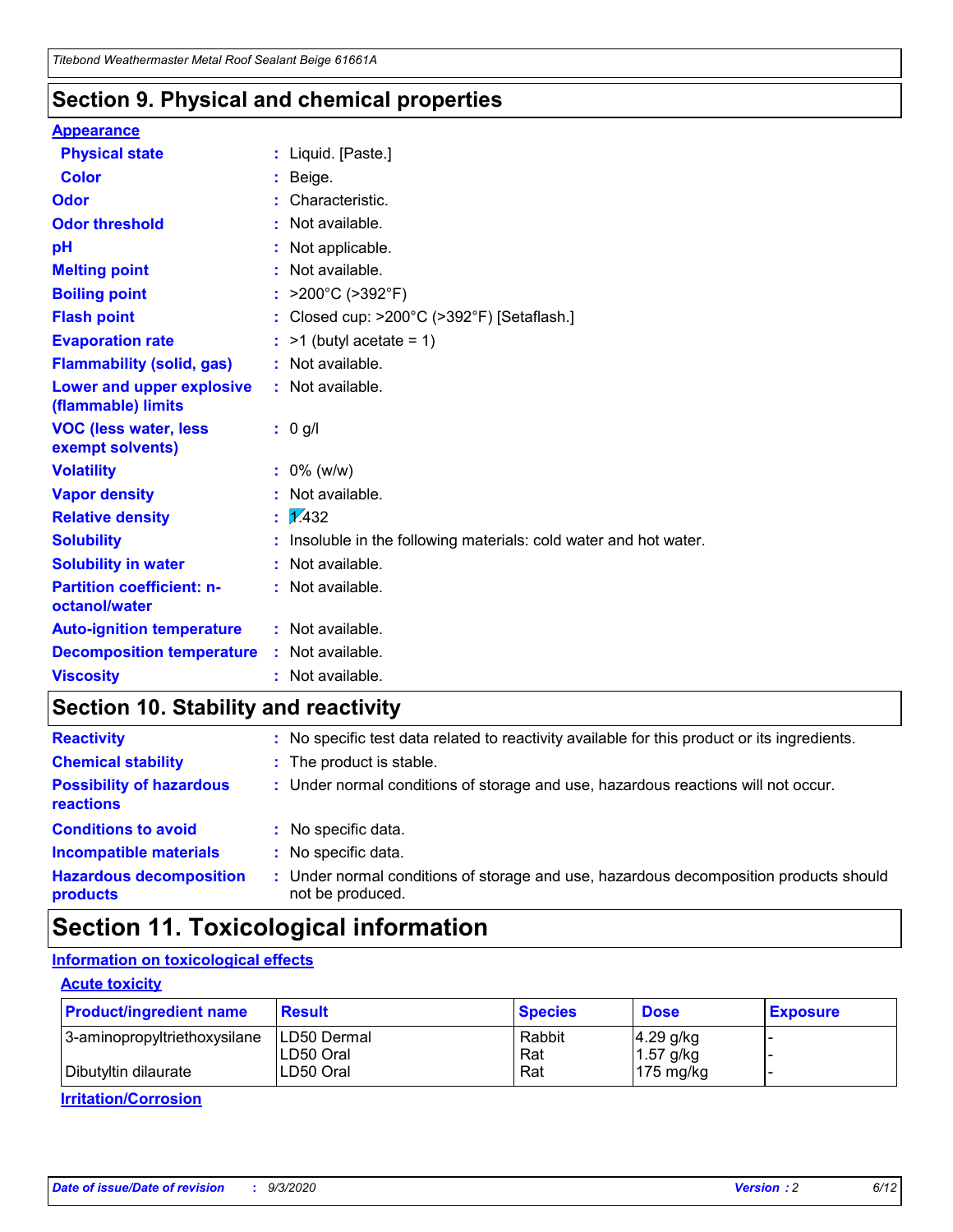## Section 9. Physical and chemical properties

### Appearance

| | |
|---|---|
| **Physical state** | : Liquid. [Paste.] |
| **Color** | : Beige. |
| **Odor** | : Characteristic. |
| **Odor threshold** | : Not available. |
| **pH** | : Not applicable. |
| **Melting point** | : Not available. |
| **Boiling point** | : >200°C (>392°F) |
| **Flash point** | : Closed cup: >200°C (>392°F) [Setaflash.] |
| **Evaporation rate** | : >1 (butyl acetate = 1) |
| **Flammability (solid, gas)** | : Not available. |
| **Lower and upper explosive (flammable) limits** | : Not available. |
| **VOC (less water, less exempt solvents)** | : 0 g/l |
| **Volatility** | : 0% (w/w) |
| **Vapor density** | : Not available. |
| **Relative density** | : 1.432 |
| **Solubility** | : Insoluble in the following materials: cold water and hot water. |
| **Solubility in water** | : Not available. |
| **Partition coefficient: n-octanol/water** | : Not available. |
| **Auto-ignition temperature** | : Not available. |
| **Decomposition temperature** | : Not available. |
| **Viscosity** | : Not available. |

## Section 10. Stability and reactivity

| | |
|---|---|
| **Reactivity** | : No specific test data related to reactivity available for this product or its ingredients. |
| **Chemical stability** | : The product is stable. |
| **Possibility of hazardous reactions** | : Under normal conditions of storage and use, hazardous reactions will not occur. |
| **Conditions to avoid** | : No specific data. |
| **Incompatible materials** | : No specific data. |
| **Hazardous decomposition products** | : Under normal conditions of storage and use, hazardous decomposition products should not be produced. |

## Section 11. Toxicological information

### Information on toxicological effects

#### Acute toxicity

| Product/ingredient name | Result | Species | Dose | Exposure |
|---|---|---|---|---|
| 3-aminopropyltriethoxysilane | LD50 Dermal | Rabbit | 4.29 g/kg | - |
| | LD50 Oral | Rat | 1.57 g/kg | - |
| Dibutyltin dilaurate | LD50 Oral | Rat | 175 mg/kg | - |

#### Irritation/Corrosion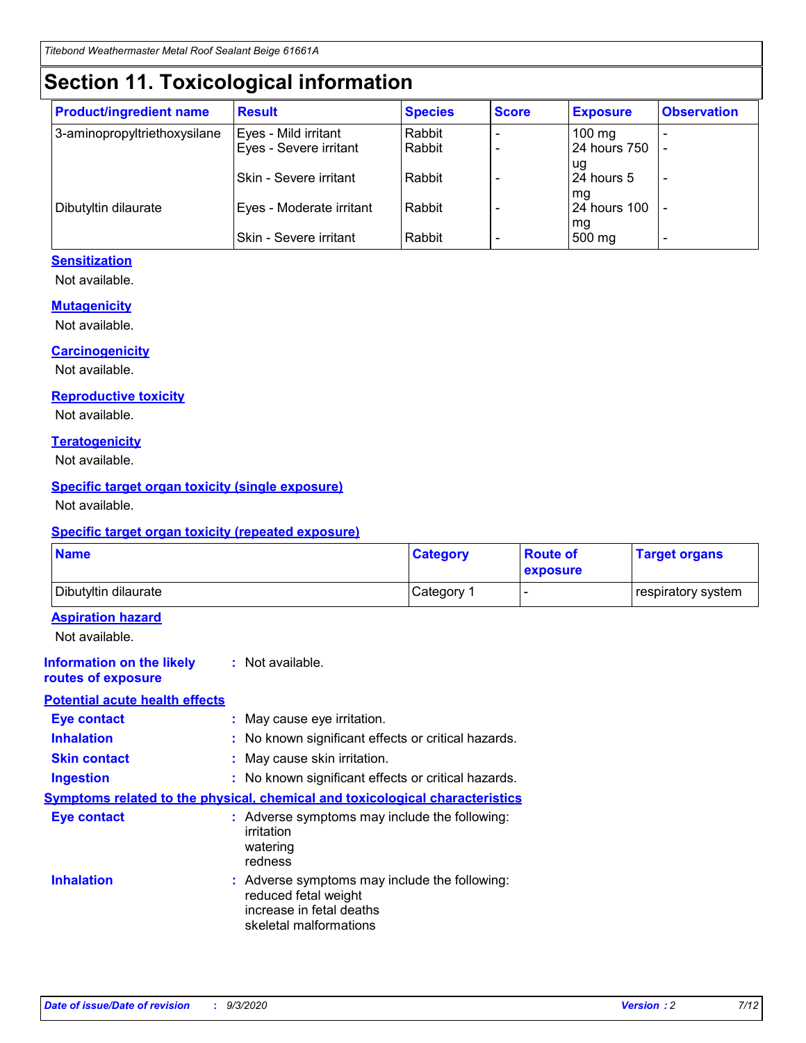# Section 11. Toxicological information

| Product/ingredient name | Result | Species | Score | Exposure | Observation |
|---|---|---|---|---|---|
| 3-aminopropyltriethoxysilane | Eyes - Mild irritant | Rabbit | - | 100 mg | - |
| | Eyes - Severe irritant | Rabbit | - | 24 hours 750 ug | - |
| | Skin - Severe irritant | Rabbit | - | 24 hours 5 mg | - |
| Dibutyltin dilaurate | Eyes - Moderate irritant | Rabbit | - | 24 hours 100 mg | - |
| | Skin - Severe irritant | Rabbit | - | 500 mg | - |

### Sensitization

Not available.

### Mutagenicity

Not available.

### Carcinogenicity

Not available.

### Reproductive toxicity

Not available.

### Teratogenicity

Not available.

### Specific target organ toxicity (single exposure)

Not available.

### Specific target organ toxicity (repeated exposure)

| Name | Category | Route of exposure | Target organs |
|---|---|---|---|
| Dibutyltin dilaurate | Category 1 | - | respiratory system |

### Aspiration hazard

Not available.

**Information on the likely routes of exposure** : Not available.

### Potential acute health effects

**Eye contact** : May cause eye irritation.

**Inhalation** : No known significant effects or critical hazards.

**Skin contact** : May cause skin irritation.

**Ingestion** : No known significant effects or critical hazards.

### Symptoms related to the physical, chemical and toxicological characteristics

**Eye contact** : Adverse symptoms may include the following:
irritation
watering
redness

**Inhalation** : Adverse symptoms may include the following:
reduced fetal weight
increase in fetal deaths
skeletal malformations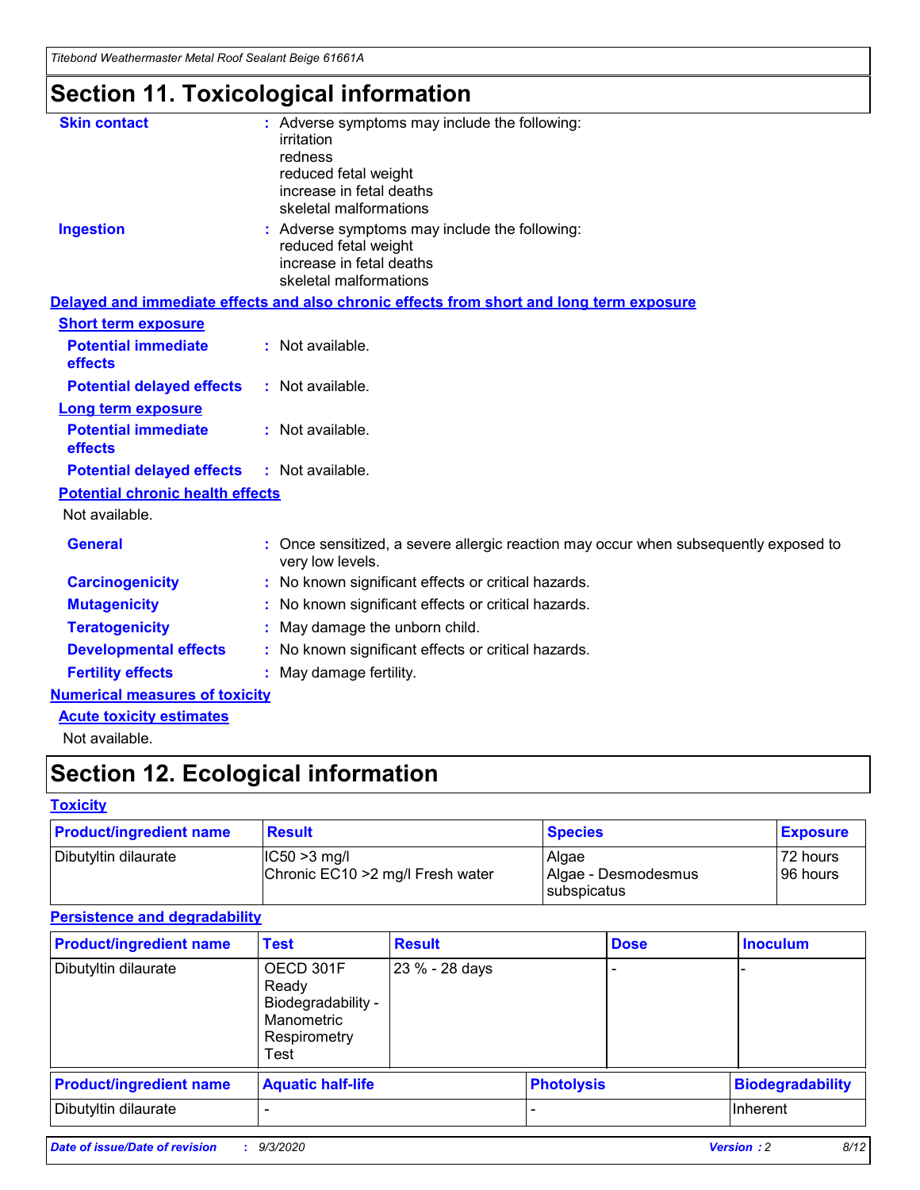# Section 11. Toxicological information

**Skin contact** : Adverse symptoms may include the following:
irritation
redness
reduced fetal weight
increase in fetal deaths
skeletal malformations

**Ingestion** : Adverse symptoms may include the following:
reduced fetal weight
increase in fetal deaths
skeletal malformations

**Delayed and immediate effects and also chronic effects from short and long term exposure**

**Short term exposure**

**Potential immediate effects** : Not available.

**Potential delayed effects** : Not available.

**Long term exposure**

**Potential immediate effects** : Not available.

**Potential delayed effects** : Not available.

**Potential chronic health effects**

Not available.

**General** : Once sensitized, a severe allergic reaction may occur when subsequently exposed to very low levels.

**Carcinogenicity** : No known significant effects or critical hazards.

**Mutagenicity** : No known significant effects or critical hazards.

**Teratogenicity** : May damage the unborn child.

**Developmental effects** : No known significant effects or critical hazards.

**Fertility effects** : May damage fertility.

**Numerical measures of toxicity**

**Acute toxicity estimates**

Not available.

# Section 12. Ecological information

**Toxicity**

| Product/ingredient name | Result | Species | Exposure |
|---|---|---|---|
| Dibutyltin dilaurate | IC50 >3 mg/l<br>Chronic EC10 >2 mg/l Fresh water | Algae<br>Algae - Desmodesmus subspicatus | 72 hours<br>96 hours |

**Persistence and degradability**

| Product/ingredient name | Test | Result | Dose | Inoculum |
|---|---|---|---|---|
| Dibutyltin dilaurate | OECD 301F Ready Biodegradability - Manometric Respirometry Test | 23 % - 28 days | - | - |

| Product/ingredient name | Aquatic half-life | Photolysis | Biodegradability |
|---|---|---|---|
| Dibutyltin dilaurate | - | - | Inherent |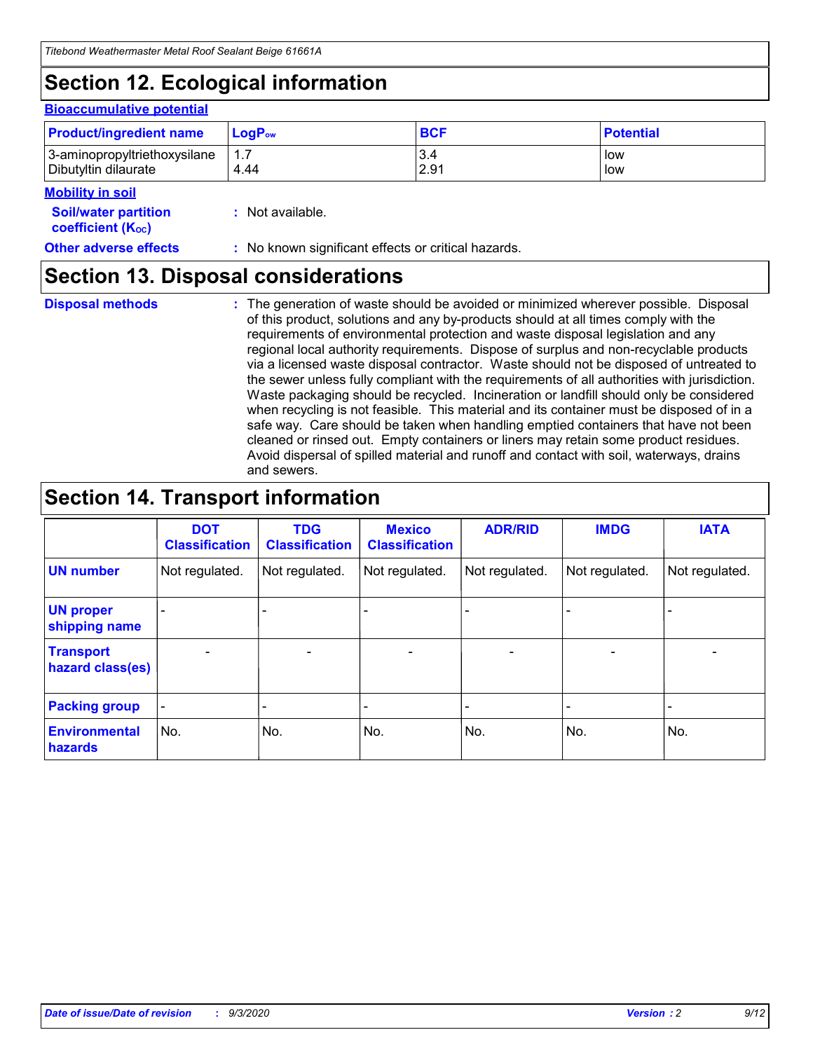# Section 12. Ecological information

### Bioaccumulative potential

| Product/ingredient name | $LogP_{ow}$ | BCF | Potential |
|---|---|---|---|
| 3-aminopropyltriethoxysilane | 1.7 | 3.4 | low |
| Dibutyltin dilaurate | 4.44 | 2.91 | low |

### Mobility in soil

**Soil/water partition coefficient ($K_{OC}$)** : Not available.

**Other adverse effects** : No known significant effects or critical hazards.

# Section 13. Disposal considerations

**Disposal methods** : The generation of waste should be avoided or minimized wherever possible. Disposal of this product, solutions and any by-products should at all times comply with the requirements of environmental protection and waste disposal legislation and any regional local authority requirements. Dispose of surplus and non-recyclable products via a licensed waste disposal contractor. Waste should not be disposed of untreated to the sewer unless fully compliant with the requirements of all authorities with jurisdiction. Waste packaging should be recycled. Incineration or landfill should only be considered when recycling is not feasible. This material and its container must be disposed of in a safe way. Care should be taken when handling emptied containers that have not been cleaned or rinsed out. Empty containers or liners may retain some product residues. Avoid dispersal of spilled material and runoff and contact with soil, waterways, drains and sewers.

# Section 14. Transport information

| | DOT Classification | TDG Classification | Mexico Classification | ADR/RID | IMDG | IATA |
|---|---|---|---|---|---|---|
| UN number | Not regulated. | Not regulated. | Not regulated. | Not regulated. | Not regulated. | Not regulated. |
| UN proper shipping name | - | - | - | - | - | - |
| Transport hazard class(es) | - | - | - | - | - | - |
| Packing group | - | - | - | - | - | - |
| Environmental hazards | No. | No. | No. | No. | No. | No. |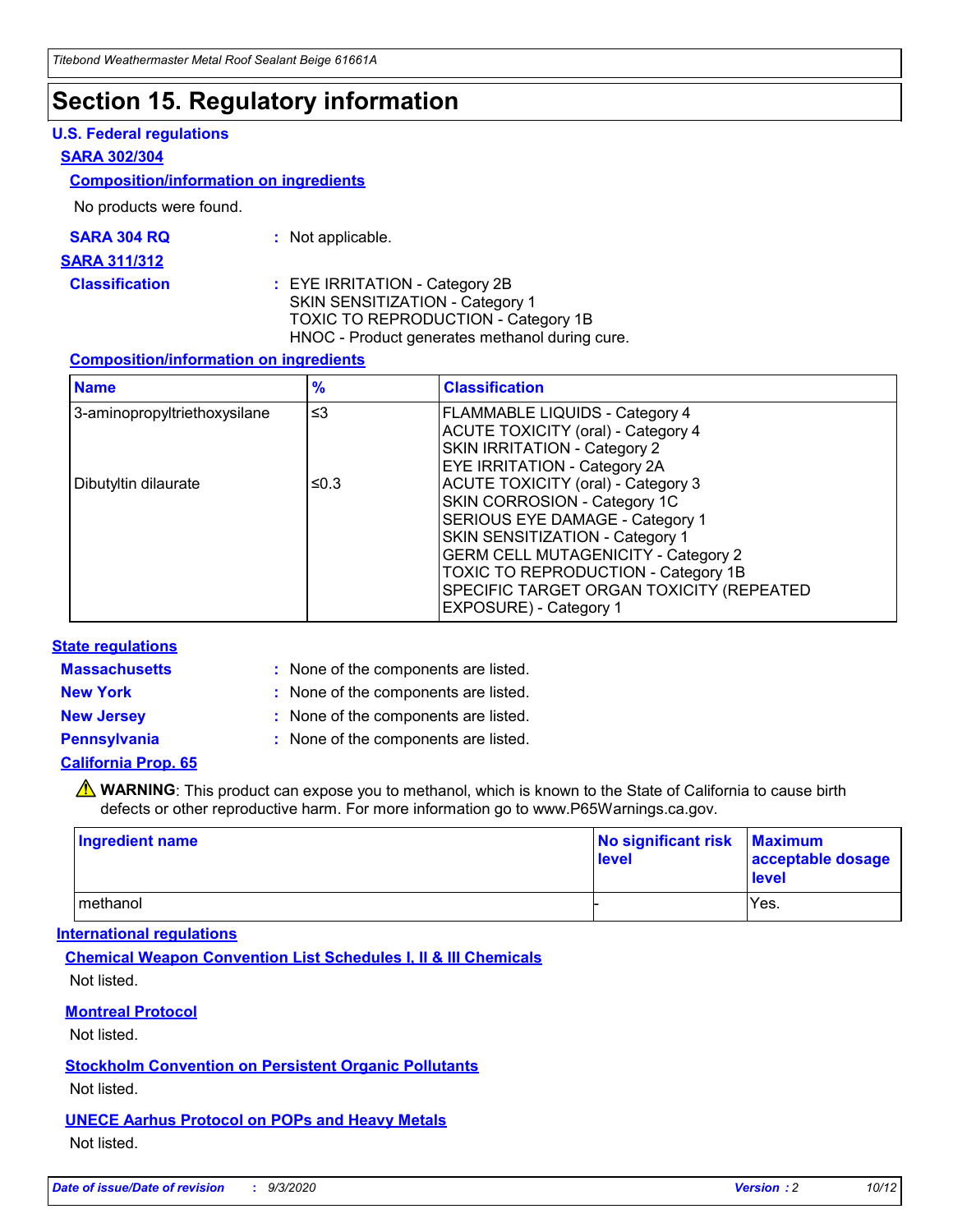# Section 15. Regulatory information

## U.S. Federal regulations

### SARA 302/304

#### Composition/information on ingredients

No products were found.

**SARA 304 RQ** : Not applicable.

### SARA 311/312

**Classification** : EYE IRRITATION - Category 2B
SKIN SENSITIZATION - Category 1
TOXIC TO REPRODUCTION - Category 1B
HNOC - Product generates methanol during cure.

#### Composition/information on ingredients

| Name | % | Classification |
|---|---|---|
| 3-aminopropyltriethoxysilane | ≤3 | FLAMMABLE LIQUIDS - Category 4<br>ACUTE TOXICITY (oral) - Category 4<br>SKIN IRRITATION - Category 2<br>EYE IRRITATION - Category 2A |
| Dibutyltin dilaurate | ≤0.3 | ACUTE TOXICITY (oral) - Category 3<br>SKIN CORROSION - Category 1C<br>SERIOUS EYE DAMAGE - Category 1<br>SKIN SENSITIZATION - Category 1<br>GERM CELL MUTAGENICITY - Category 2<br>TOXIC TO REPRODUCTION - Category 1B<br>SPECIFIC TARGET ORGAN TOXICITY (REPEATED EXPOSURE) - Category 1 |

## State regulations

**Massachusetts** : None of the components are listed.

**New York** : None of the components are listed.

**New Jersey** : None of the components are listed.

**Pennsylvania** : None of the components are listed.

### California Prop. 65

⚠ **WARNING**: This product can expose you to methanol, which is known to the State of California to cause birth defects or other reproductive harm. For more information go to www.P65Warnings.ca.gov.

| Ingredient name | No significant risk level | Maximum acceptable dosage level |
|---|---|---|
| methanol | - | Yes. |

## International regulations

### Chemical Weapon Convention List Schedules I, II & III Chemicals

Not listed.

### Montreal Protocol

Not listed.

### Stockholm Convention on Persistent Organic Pollutants

Not listed.

### UNECE Aarhus Protocol on POPs and Heavy Metals

Not listed.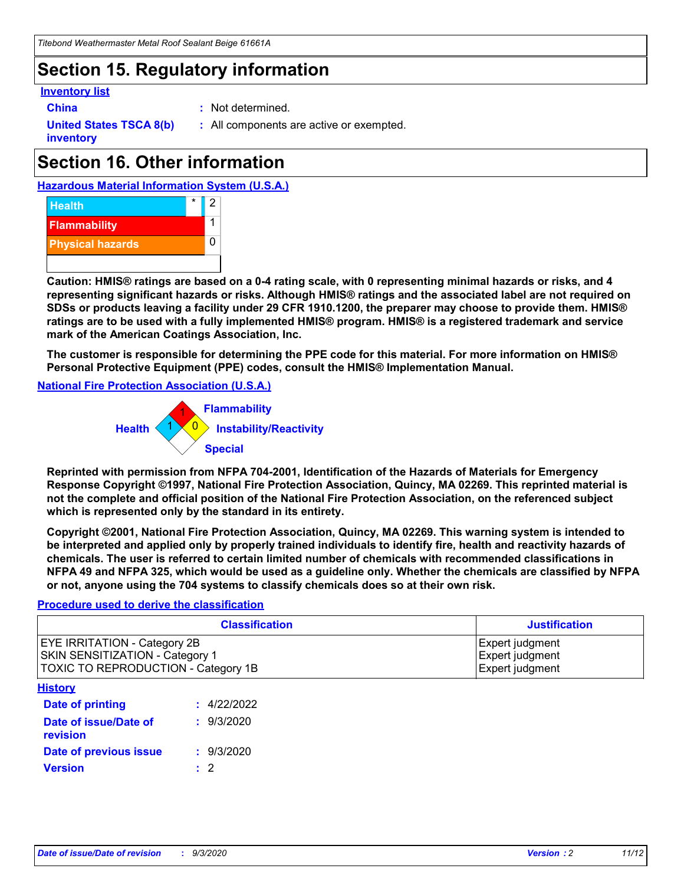## Section 15. Regulatory information

**Inventory list**

**China** : Not determined.

**United States TSCA 8(b) inventory** : All components are active or exempted.

## Section 16. Other information

**Hazardous Material Information System (U.S.A.)**

| | | |
|---|---|---|
| Health | * | 2 |
| Flammability | | 1 |
| Physical hazards | | 0 |

**Caution: HMIS® ratings are based on a 0-4 rating scale, with 0 representing minimal hazards or risks, and 4 representing significant hazards or risks. Although HMIS® ratings and the associated label are not required on SDSs or products leaving a facility under 29 CFR 1910.1200, the preparer may choose to provide them. HMIS® ratings are to be used with a fully implemented HMIS® program. HMIS® is a registered trademark and service mark of the American Coatings Association, Inc.**

**The customer is responsible for determining the PPE code for this material. For more information on HMIS® Personal Protective Equipment (PPE) codes, consult the HMIS® Implementation Manual.**

**National Fire Protection Association (U.S.A.)**

Flammability: 1
Health: 1
Instability/Reactivity: 0
Special:

**Reprinted with permission from NFPA 704-2001, Identification of the Hazards of Materials for Emergency Response Copyright ©1997, National Fire Protection Association, Quincy, MA 02269. This reprinted material is not the complete and official position of the National Fire Protection Association, on the referenced subject which is represented only by the standard in its entirety.**

**Copyright ©2001, National Fire Protection Association, Quincy, MA 02269. This warning system is intended to be interpreted and applied only by properly trained individuals to identify fire, health and reactivity hazards of chemicals. The user is referred to certain limited number of chemicals with recommended classifications in NFPA 49 and NFPA 325, which would be used as a guideline only. Whether the chemicals are classified by NFPA or not, anyone using the 704 systems to classify chemicals does so at their own risk.**

**Procedure used to derive the classification**

| Classification | Justification |
|---|---|
| EYE IRRITATION - Category 2B<br>SKIN SENSITIZATION - Category 1<br>TOXIC TO REPRODUCTION - Category 1B | Expert judgment<br>Expert judgment<br>Expert judgment |

**History**

**Date of printing** : 4/22/2022

**Date of issue/Date of revision** : 9/3/2020

**Date of previous issue** : 9/3/2020

**Version** : 2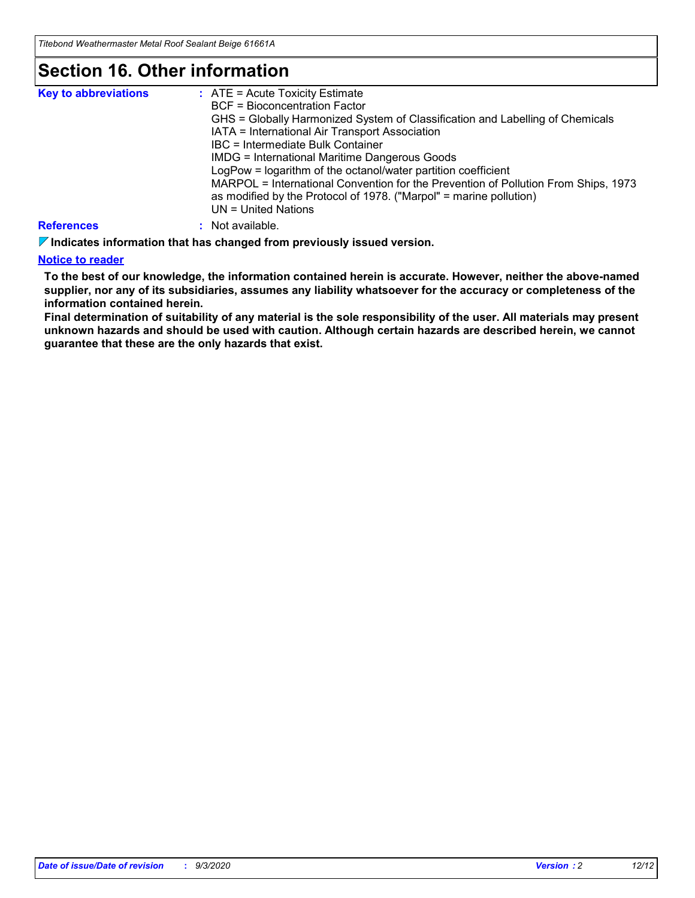## Section 16. Other information

**Key to abbreviations** : ATE = Acute Toxicity Estimate
BCF = Bioconcentration Factor
GHS = Globally Harmonized System of Classification and Labelling of Chemicals
IATA = International Air Transport Association
IBC = Intermediate Bulk Container
IMDG = International Maritime Dangerous Goods
LogPow = logarithm of the octanol/water partition coefficient
MARPOL = International Convention for the Prevention of Pollution From Ships, 1973 as modified by the Protocol of 1978. ("Marpol" = marine pollution)
UN = United Nations

**References** : Not available.

**Indicates information that has changed from previously issued version.**

**Notice to reader**

**To the best of our knowledge, the information contained herein is accurate. However, neither the above-named supplier, nor any of its subsidiaries, assumes any liability whatsoever for the accuracy or completeness of the information contained herein.**

**Final determination of suitability of any material is the sole responsibility of the user. All materials may present unknown hazards and should be used with caution. Although certain hazards are described herein, we cannot guarantee that these are the only hazards that exist.**